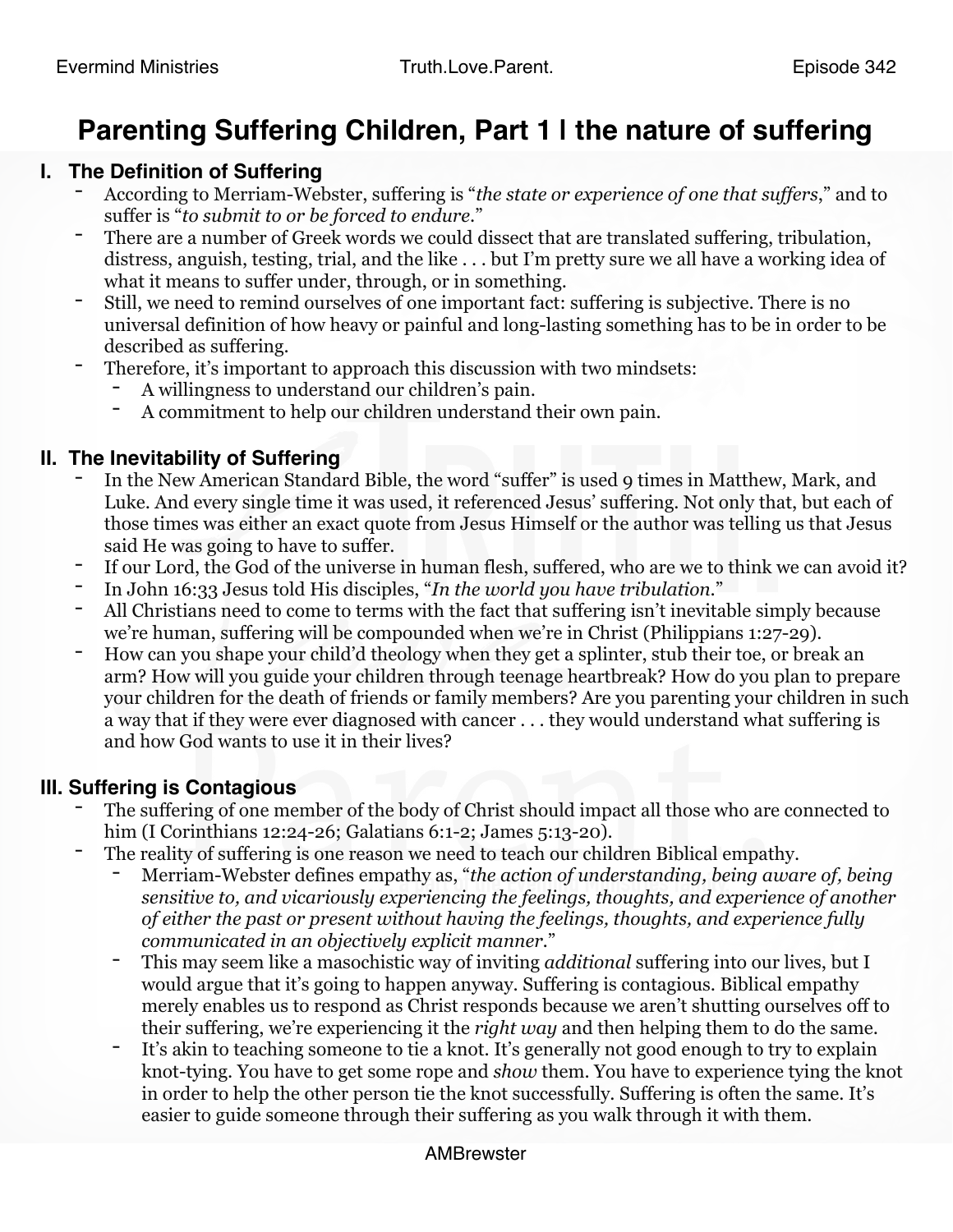# Parenting Suffering Children, Part 1 | the nature of suffering

## I. The Definition of Suffering

- According to Merriam-Webster, suffering is "*the state or experience of one that suffers*," and to suffer is "*to submit to or be forced to endure*."
- There are a number of Greek words we could dissect that are translated suffering, tribulation, distress, anguish, testing, trial, and the like . . . but I'm pretty sure we all have a working idea of what it means to suffer under, through, or in something.
- Still, we need to remind ourselves of one important fact: suffering is subjective. There is no universal definition of how heavy or painful and long-lasting something has to be in order to be described as suffering.
- Therefore, it's important to approach this discussion with two mindsets:
  - A willingness to understand our children's pain.
  - A commitment to help our children understand their own pain.

## II. The Inevitability of Suffering

- In the New American Standard Bible, the word "suffer" is used 9 times in Matthew, Mark, and Luke. And every single time it was used, it referenced Jesus' suffering. Not only that, but each of those times was either an exact quote from Jesus Himself or the author was telling us that Jesus said He was going to have to suffer.
- If our Lord, the God of the universe in human flesh, suffered, who are we to think we can avoid it?
- In John 16:33 Jesus told His disciples, "*In the world you have tribulation.*"
- All Christians need to come to terms with the fact that suffering isn't inevitable simply because we're human, suffering will be compounded when we're in Christ (Philippians 1:27-29).
- How can you shape your child'd theology when they get a splinter, stub their toe, or break an arm? How will you guide your children through teenage heartbreak? How do you plan to prepare your children for the death of friends or family members? Are you parenting your children in such a way that if they were ever diagnosed with cancer . . . they would understand what suffering is and how God wants to use it in their lives?

## III. Suffering is Contagious

- The suffering of one member of the body of Christ should impact all those who are connected to him (I Corinthians 12:24-26; Galatians 6:1-2; James 5:13-20).
- The reality of suffering is one reason we need to teach our children Biblical empathy.
  - Merriam-Webster defines empathy as, "*the action of understanding, being aware of, being sensitive to, and vicariously experiencing the feelings, thoughts, and experience of another of either the past or present without having the feelings, thoughts, and experience fully communicated in an objectively explicit manner.*"
  - This may seem like a masochistic way of inviting *additional* suffering into our lives, but I would argue that it's going to happen anyway. Suffering is contagious. Biblical empathy merely enables us to respond as Christ responds because we aren't shutting ourselves off to their suffering, we're experiencing it the *right way* and then helping them to do the same.
  - It's akin to teaching someone to tie a knot. It's generally not good enough to try to explain knot-tying. You have to get some rope and *show* them. You have to experience tying the knot in order to help the other person tie the knot successfully. Suffering is often the same. It's easier to guide someone through their suffering as you walk through it with them.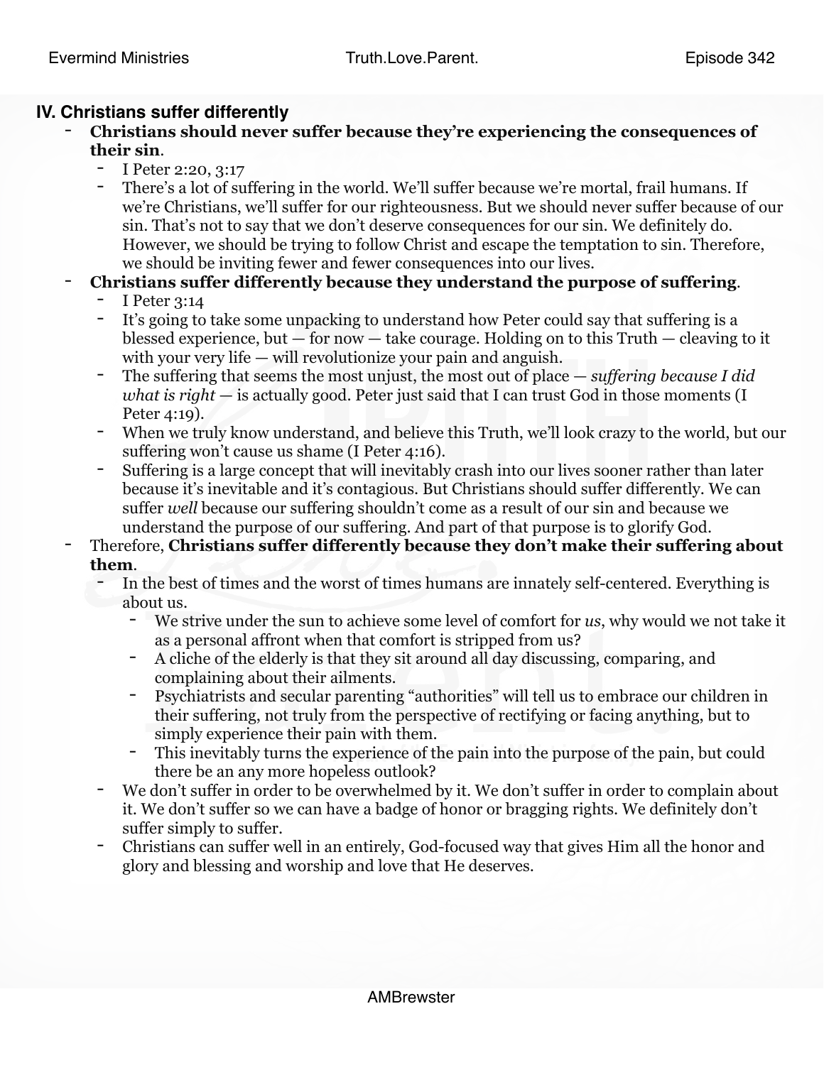## IV. Christians suffer differently

- **Christians should never suffer because they're experiencing the consequences of their sin**.
  - I Peter 2:20, 3:17
  - There's a lot of suffering in the world. We'll suffer because we're mortal, frail humans. If we're Christians, we'll suffer for our righteousness. But we should never suffer because of our sin. That's not to say that we don't deserve consequences for our sin. We definitely do. However, we should be trying to follow Christ and escape the temptation to sin. Therefore, we should be inviting fewer and fewer consequences into our lives.
- **Christians suffer differently because they understand the purpose of suffering**.
  - I Peter 3:14
  - It's going to take some unpacking to understand how Peter could say that suffering is a blessed experience, but — for now — take courage. Holding on to this Truth — cleaving to it with your very life — will revolutionize your pain and anguish.
  - The suffering that seems the most unjust, the most out of place — *suffering because I did what is right* — is actually good. Peter just said that I can trust God in those moments (I Peter 4:19).
  - When we truly know understand, and believe this Truth, we'll look crazy to the world, but our suffering won't cause us shame (I Peter 4:16).
  - Suffering is a large concept that will inevitably crash into our lives sooner rather than later because it's inevitable and it's contagious. But Christians should suffer differently. We can suffer *well* because our suffering shouldn't come as a result of our sin and because we understand the purpose of our suffering. And part of that purpose is to glorify God.
- Therefore, **Christians suffer differently because they don't make their suffering about them**.
  - In the best of times and the worst of times humans are innately self-centered. Everything is about us.
    - We strive under the sun to achieve some level of comfort for *us*, why would we not take it as a personal affront when that comfort is stripped from us?
    - A cliche of the elderly is that they sit around all day discussing, comparing, and complaining about their ailments.
    - Psychiatrists and secular parenting "authorities" will tell us to embrace our children in their suffering, not truly from the perspective of rectifying or facing anything, but to simply experience their pain with them.
    - This inevitably turns the experience of the pain into the purpose of the pain, but could there be an any more hopeless outlook?
  - We don't suffer in order to be overwhelmed by it. We don't suffer in order to complain about it. We don't suffer so we can have a badge of honor or bragging rights. We definitely don't suffer simply to suffer.
  - Christians can suffer well in an entirely, God-focused way that gives Him all the honor and glory and blessing and worship and love that He deserves.